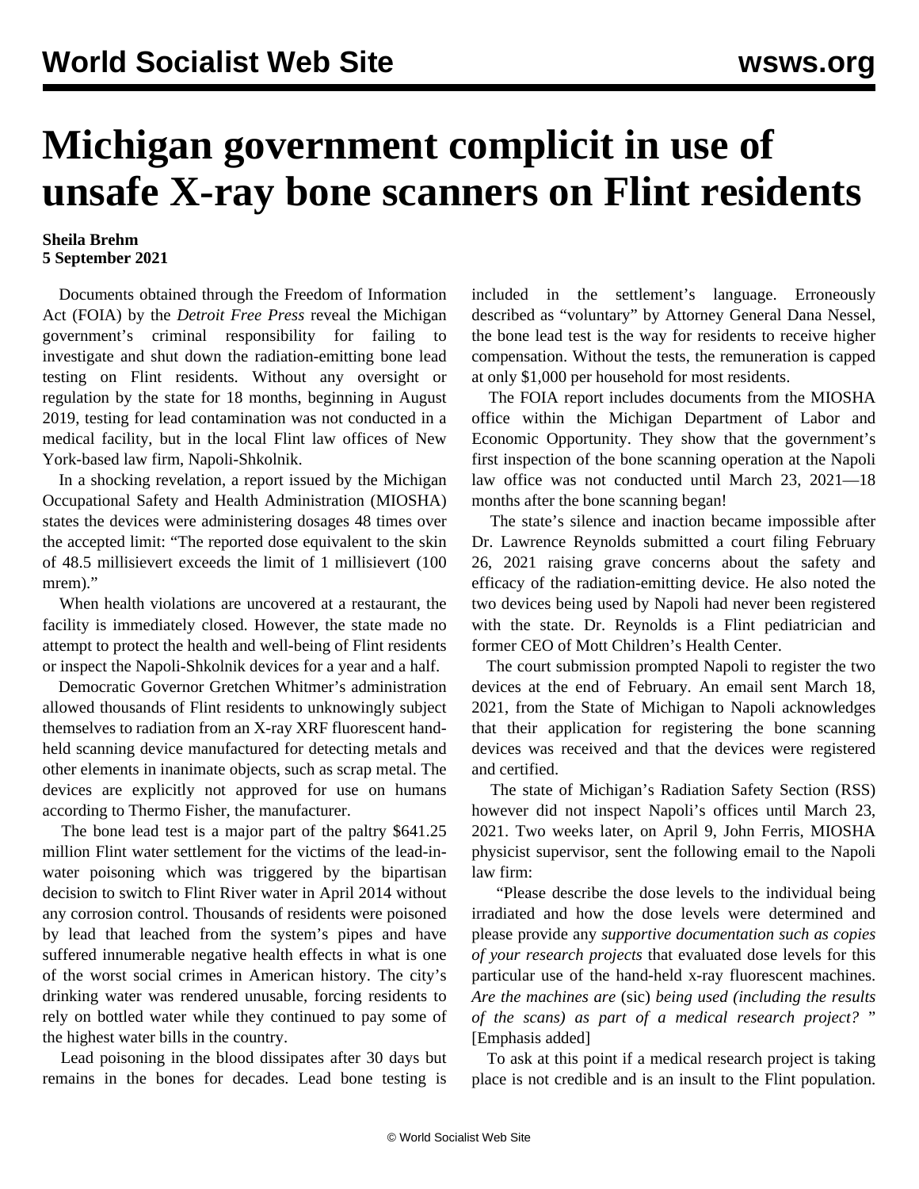# Michigan government complicit in use of unsafe X-ray bone scanners on Flint residents

**Sheila Brehm**
**5 September 2021**

Documents obtained through the Freedom of Information Act (FOIA) by the *Detroit Free Press* reveal the Michigan government's criminal responsibility for failing to investigate and shut down the radiation-emitting bone lead testing on Flint residents. Without any oversight or regulation by the state for 18 months, beginning in August 2019, testing for lead contamination was not conducted in a medical facility, but in the local Flint law offices of New York-based law firm, Napoli-Shkolnik.

In a shocking revelation, a report issued by the Michigan Occupational Safety and Health Administration (MIOSHA) states the devices were administering dosages 48 times over the accepted limit: "The reported dose equivalent to the skin of 48.5 millisievert exceeds the limit of 1 millisievert (100 mrem)."

When health violations are uncovered at a restaurant, the facility is immediately closed. However, the state made no attempt to protect the health and well-being of Flint residents or inspect the Napoli-Shkolnik devices for a year and a half.

Democratic Governor Gretchen Whitmer's administration allowed thousands of Flint residents to unknowingly subject themselves to radiation from an X-ray XRF fluorescent hand-held scanning device manufactured for detecting metals and other elements in inanimate objects, such as scrap metal. The devices are explicitly not approved for use on humans according to Thermo Fisher, the manufacturer.

The bone lead test is a major part of the paltry $641.25 million Flint water settlement for the victims of the lead-in-water poisoning which was triggered by the bipartisan decision to switch to Flint River water in April 2014 without any corrosion control. Thousands of residents were poisoned by lead that leached from the system's pipes and have suffered innumerable negative health effects in what is one of the worst social crimes in American history. The city's drinking water was rendered unusable, forcing residents to rely on bottled water while they continued to pay some of the highest water bills in the country.

Lead poisoning in the blood dissipates after 30 days but remains in the bones for decades. Lead bone testing is included in the settlement's language. Erroneously described as "voluntary" by Attorney General Dana Nessel, the bone lead test is the way for residents to receive higher compensation. Without the tests, the remuneration is capped at only $1,000 per household for most residents.

The FOIA report includes documents from the MIOSHA office within the Michigan Department of Labor and Economic Opportunity. They show that the government's first inspection of the bone scanning operation at the Napoli law office was not conducted until March 23, 2021—18 months after the bone scanning began!

The state's silence and inaction became impossible after Dr. Lawrence Reynolds submitted a court filing February 26, 2021 raising grave concerns about the safety and efficacy of the radiation-emitting device. He also noted the two devices being used by Napoli had never been registered with the state. Dr. Reynolds is a Flint pediatrician and former CEO of Mott Children's Health Center.

The court submission prompted Napoli to register the two devices at the end of February. An email sent March 18, 2021, from the State of Michigan to Napoli acknowledges that their application for registering the bone scanning devices was received and that the devices were registered and certified.

The state of Michigan's Radiation Safety Section (RSS) however did not inspect Napoli's offices until March 23, 2021. Two weeks later, on April 9, John Ferris, MIOSHA physicist supervisor, sent the following email to the Napoli law firm:

"Please describe the dose levels to the individual being irradiated and how the dose levels were determined and please provide any *supportive documentation such as copies of your research projects* that evaluated dose levels for this particular use of the hand-held x-ray fluorescent machines. *Are the machines are* (sic) *being used (including the results of the scans) as part of a medical research project?* " [Emphasis added]

To ask at this point if a medical research project is taking place is not credible and is an insult to the Flint population.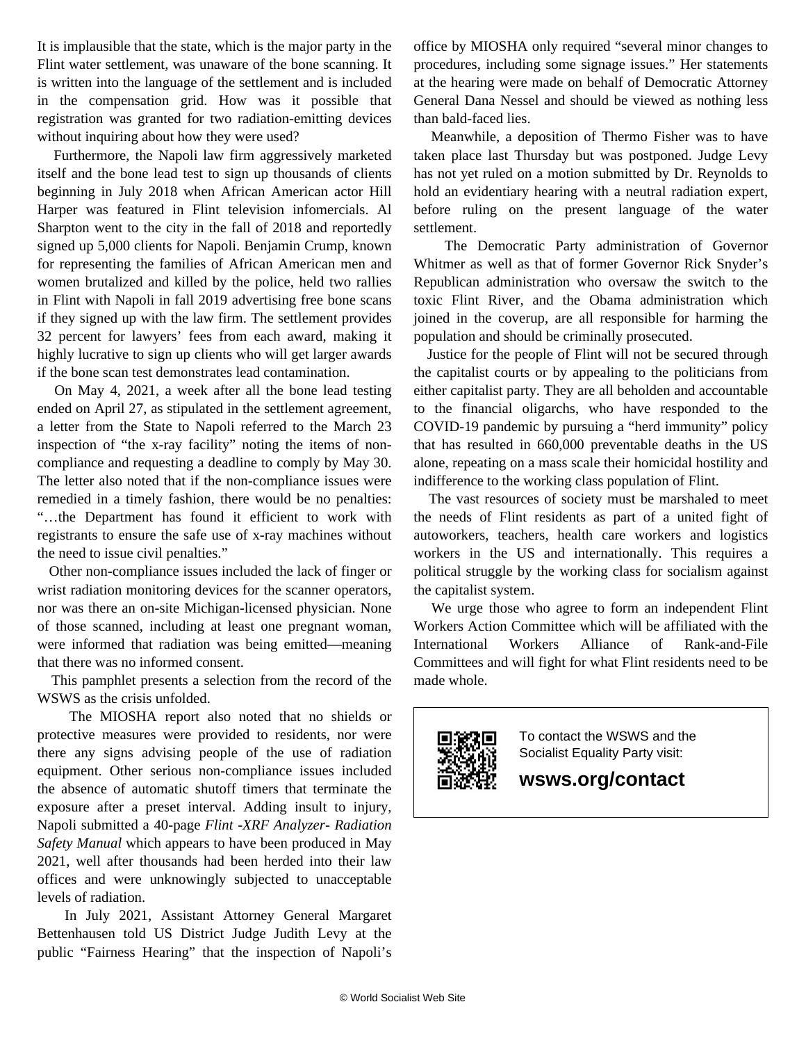It is implausible that the state, which is the major party in the Flint water settlement, was unaware of the bone scanning. It is written into the language of the settlement and is included in the compensation grid. How was it possible that registration was granted for two radiation-emitting devices without inquiring about how they were used?

Furthermore, the Napoli law firm aggressively marketed itself and the bone lead test to sign up thousands of clients beginning in July 2018 when African American actor Hill Harper was featured in Flint television infomercials. Al Sharpton went to the city in the fall of 2018 and reportedly signed up 5,000 clients for Napoli. Benjamin Crump, known for representing the families of African American men and women brutalized and killed by the police, held two rallies in Flint with Napoli in fall 2019 advertising free bone scans if they signed up with the law firm. The settlement provides 32 percent for lawyers' fees from each award, making it highly lucrative to sign up clients who will get larger awards if the bone scan test demonstrates lead contamination.

On May 4, 2021, a week after all the bone lead testing ended on April 27, as stipulated in the settlement agreement, a letter from the State to Napoli referred to the March 23 inspection of "the x-ray facility" noting the items of non-compliance and requesting a deadline to comply by May 30. The letter also noted that if the non-compliance issues were remedied in a timely fashion, there would be no penalties: "…the Department has found it efficient to work with registrants to ensure the safe use of x-ray machines without the need to issue civil penalties."

Other non-compliance issues included the lack of finger or wrist radiation monitoring devices for the scanner operators, nor was there an on-site Michigan-licensed physician. None of those scanned, including at least one pregnant woman, were informed that radiation was being emitted—meaning that there was no informed consent.

This pamphlet presents a selection from the record of the WSWS as the crisis unfolded.

The MIOSHA report also noted that no shields or protective measures were provided to residents, nor were there any signs advising people of the use of radiation equipment. Other serious non-compliance issues included the absence of automatic shutoff timers that terminate the exposure after a preset interval. Adding insult to injury, Napoli submitted a 40-page *Flint -XRF Analyzer- Radiation Safety Manual* which appears to have been produced in May 2021, well after thousands had been herded into their law offices and were unknowingly subjected to unacceptable levels of radiation.

In July 2021, Assistant Attorney General Margaret Bettenhausen told US District Judge Judith Levy at the public "Fairness Hearing" that the inspection of Napoli's office by MIOSHA only required "several minor changes to procedures, including some signage issues." Her statements at the hearing were made on behalf of Democratic Attorney General Dana Nessel and should be viewed as nothing less than bald-faced lies.

Meanwhile, a deposition of Thermo Fisher was to have taken place last Thursday but was postponed. Judge Levy has not yet ruled on a motion submitted by Dr. Reynolds to hold an evidentiary hearing with a neutral radiation expert, before ruling on the present language of the water settlement.

The Democratic Party administration of Governor Whitmer as well as that of former Governor Rick Snyder's Republican administration who oversaw the switch to the toxic Flint River, and the Obama administration which joined in the coverup, are all responsible for harming the population and should be criminally prosecuted.

Justice for the people of Flint will not be secured through the capitalist courts or by appealing to the politicians from either capitalist party. They are all beholden and accountable to the financial oligarchs, who have responded to the COVID-19 pandemic by pursuing a "herd immunity" policy that has resulted in 660,000 preventable deaths in the US alone, repeating on a mass scale their homicidal hostility and indifference to the working class population of Flint.

The vast resources of society must be marshaled to meet the needs of Flint residents as part of a united fight of autoworkers, teachers, health care workers and logistics workers in the US and internationally. This requires a political struggle by the working class for socialism against the capitalist system.

We urge those who agree to form an independent Flint Workers Action Committee which will be affiliated with the International Workers Alliance of Rank-and-File Committees and will fight for what Flint residents need to be made whole.

To contact the WSWS and the Socialist Equality Party visit:

**wsws.org/contact**